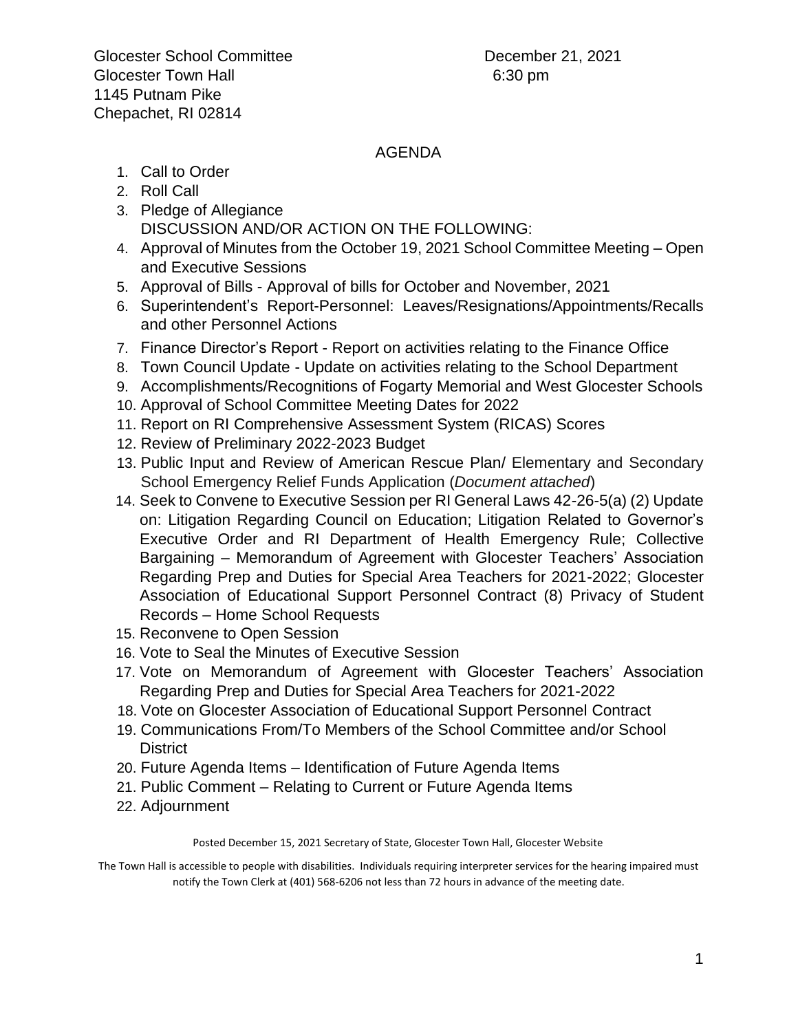Glocester School Committee
Glocester Town Hall
1145 Putnam Pike
Chepachet, RI 02814

December 21, 2021
6:30 pm

## AGENDA

1. Call to Order
2. Roll Call
3. Pledge of Allegiance

   DISCUSSION AND/OR ACTION ON THE FOLLOWING:
4. Approval of Minutes from the October 19, 2021 School Committee Meeting – Open and Executive Sessions
5. Approval of Bills - Approval of bills for October and November, 2021
6. Superintendent's Report-Personnel: Leaves/Resignations/Appointments/Recalls and other Personnel Actions
7. Finance Director's Report - Report on activities relating to the Finance Office
8. Town Council Update - Update on activities relating to the School Department
9. Accomplishments/Recognitions of Fogarty Memorial and West Glocester Schools
10. Approval of School Committee Meeting Dates for 2022
11. Report on RI Comprehensive Assessment System (RICAS) Scores
12. Review of Preliminary 2022-2023 Budget
13. Public Input and Review of American Rescue Plan/ Elementary and Secondary School Emergency Relief Funds Application (*Document attached*)
14. Seek to Convene to Executive Session per RI General Laws 42-26-5(a) (2) Update on: Litigation Regarding Council on Education; Litigation Related to Governor's Executive Order and RI Department of Health Emergency Rule; Collective Bargaining – Memorandum of Agreement with Glocester Teachers' Association Regarding Prep and Duties for Special Area Teachers for 2021-2022; Glocester Association of Educational Support Personnel Contract (8) Privacy of Student Records – Home School Requests
15. Reconvene to Open Session
16. Vote to Seal the Minutes of Executive Session
17. Vote on Memorandum of Agreement with Glocester Teachers' Association Regarding Prep and Duties for Special Area Teachers for 2021-2022
18. Vote on Glocester Association of Educational Support Personnel Contract
19. Communications From/To Members of the School Committee and/or School District
20. Future Agenda Items – Identification of Future Agenda Items
21. Public Comment – Relating to Current or Future Agenda Items
22. Adjournment

Posted December 15, 2021 Secretary of State, Glocester Town Hall, Glocester Website

The Town Hall is accessible to people with disabilities. Individuals requiring interpreter services for the hearing impaired must notify the Town Clerk at (401) 568-6206 not less than 72 hours in advance of the meeting date.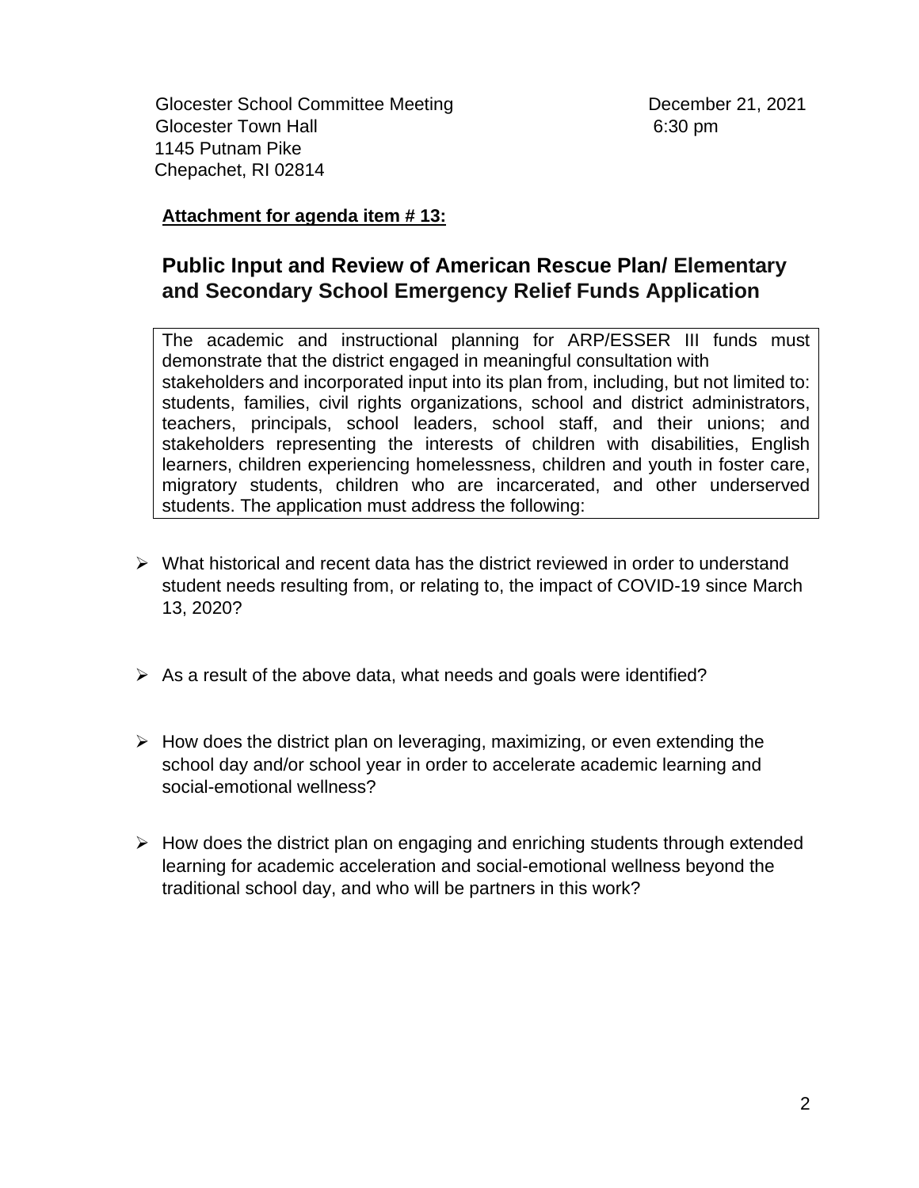Glocester School Committee Meeting December 21, 2021
Glocester Town Hall 6:30 pm
1145 Putnam Pike
Chepachet, RI 02814

**Attachment for agenda item # 13:**

## Public Input and Review of American Rescue Plan/ Elementary and Secondary School Emergency Relief Funds Application

The academic and instructional planning for ARP/ESSER III funds must demonstrate that the district engaged in meaningful consultation with stakeholders and incorporated input into its plan from, including, but not limited to: students, families, civil rights organizations, school and district administrators, teachers, principals, school leaders, school staff, and their unions; and stakeholders representing the interests of children with disabilities, English learners, children experiencing homelessness, children and youth in foster care, migratory students, children who are incarcerated, and other underserved students. The application must address the following:

- What historical and recent data has the district reviewed in order to understand student needs resulting from, or relating to, the impact of COVID-19 since March 13, 2020?
- As a result of the above data, what needs and goals were identified?
- How does the district plan on leveraging, maximizing, or even extending the school day and/or school year in order to accelerate academic learning and social-emotional wellness?
- How does the district plan on engaging and enriching students through extended learning for academic acceleration and social-emotional wellness beyond the traditional school day, and who will be partners in this work?